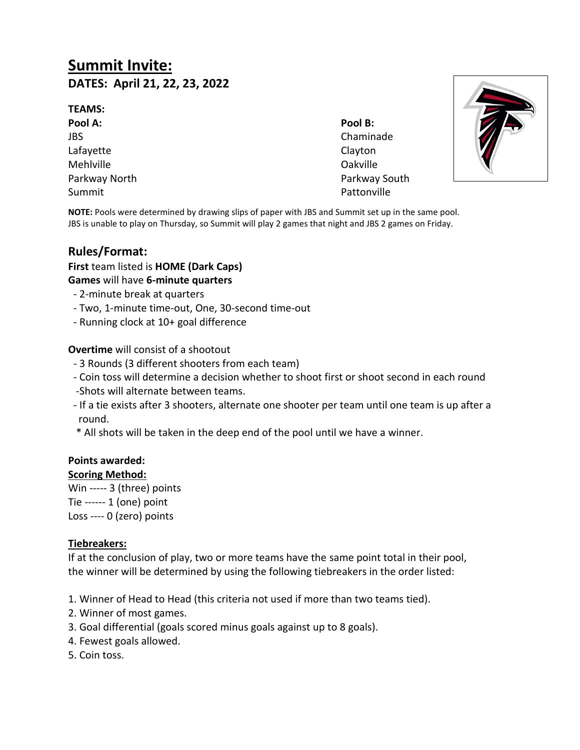# Summit Invite:

**DATES: April 21, 22, 23, 2022**

**TEAMS:**

| Pool A: | Pool B: |
| --- | --- |
| JBS | Chaminade |
| Lafayette | Clayton |
| Mehlville | Oakville |
| Parkway North | Parkway South |
| Summit | Pattonville |

**NOTE:** Pools were determined by drawing slips of paper with JBS and Summit set up in the same pool. JBS is unable to play on Thursday, so Summit will play 2 games that night and JBS 2 games on Friday.

## Rules/Format:

**First** team listed is **HOME (Dark Caps)**
**Games** will have **6-minute quarters**

- 2-minute break at quarters
- Two, 1-minute time-out, One, 30-second time-out
- Running clock at 10+ goal difference

**Overtime** will consist of a shootout

- 3 Rounds (3 different shooters from each team)
- Coin toss will determine a decision whether to shoot first or shoot second in each round
- Shots will alternate between teams.
- If a tie exists after 3 shooters, alternate one shooter per team until one team is up after a round.

\* All shots will be taken in the deep end of the pool until we have a winner.

**Points awarded:**

**Scoring Method:**

Win ----- 3 (three) points
Tie ------ 1 (one) point
Loss ---- 0 (zero) points

**Tiebreakers:**

If at the conclusion of play, two or more teams have the same point total in their pool, the winner will be determined by using the following tiebreakers in the order listed:

1. Winner of Head to Head (this criteria not used if more than two teams tied).
2. Winner of most games.
3. Goal differential (goals scored minus goals against up to 8 goals).
4. Fewest goals allowed.
5. Coin toss.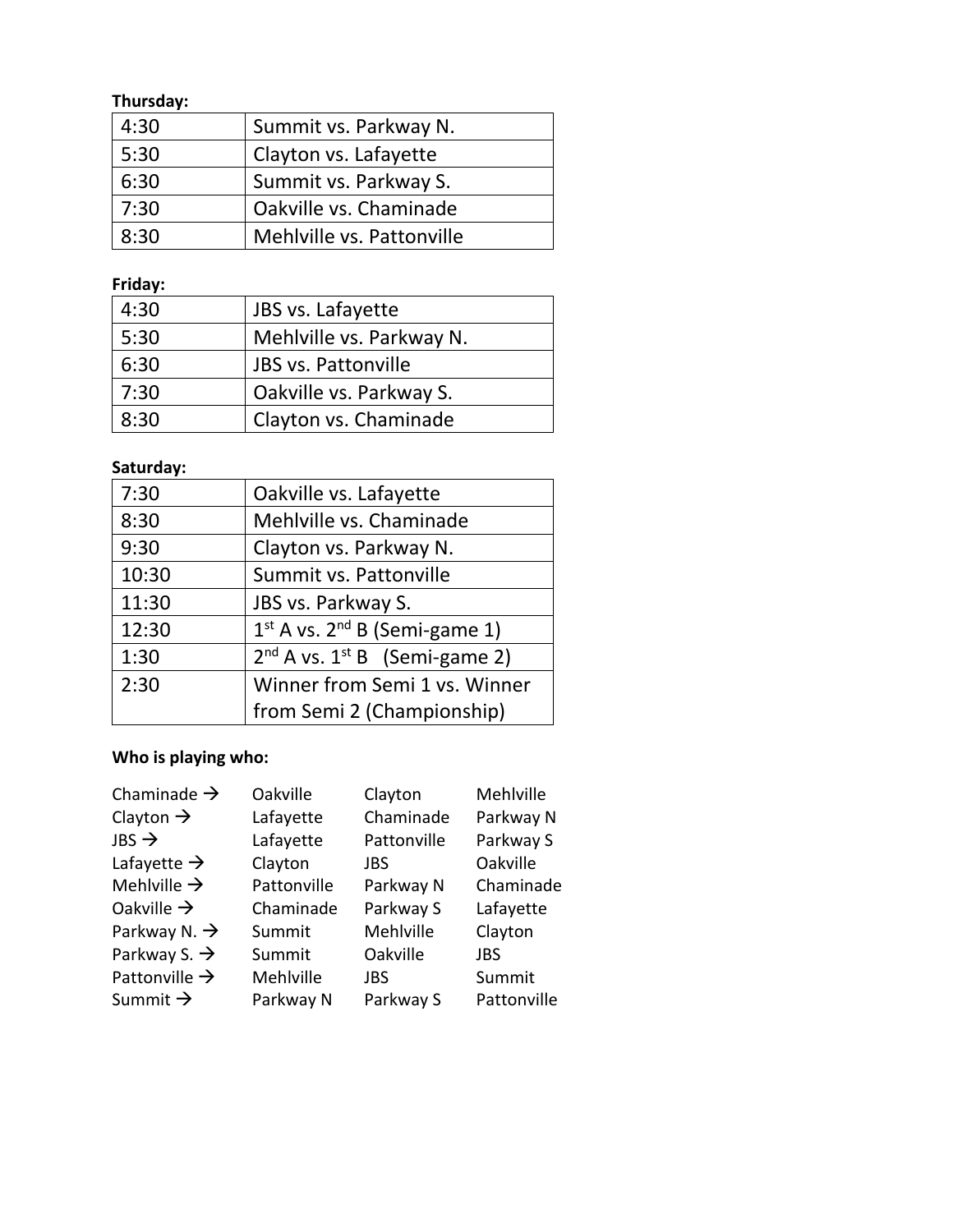**Thursday:**

| | |
|---|---|
| 4:30 | Summit vs. Parkway N. |
| 5:30 | Clayton vs. Lafayette |
| 6:30 | Summit vs. Parkway S. |
| 7:30 | Oakville vs. Chaminade |
| 8:30 | Mehlville vs. Pattonville |

**Friday:**

| | |
|---|---|
| 4:30 | JBS vs. Lafayette |
| 5:30 | Mehlville vs. Parkway N. |
| 6:30 | JBS vs. Pattonville |
| 7:30 | Oakville vs. Parkway S. |
| 8:30 | Clayton vs. Chaminade |

**Saturday:**

| | |
|---|---|
| 7:30 | Oakville vs. Lafayette |
| 8:30 | Mehlville vs. Chaminade |
| 9:30 | Clayton vs. Parkway N. |
| 10:30 | Summit vs. Pattonville |
| 11:30 | JBS vs. Parkway S. |
| 12:30 | 1st A vs. 2nd B (Semi-game 1) |
| 1:30 | 2nd A vs. 1st B (Semi-game 2) |
| 2:30 | Winner from Semi 1 vs. Winner from Semi 2 (Championship) |

**Who is playing who:**

| | | | |
|---|---|---|---|
| Chaminade → | Oakville | Clayton | Mehlville |
| Clayton → | Lafayette | Chaminade | Parkway N |
| JBS → | Lafayette | Pattonville | Parkway S |
| Lafayette → | Clayton | JBS | Oakville |
| Mehlville → | Pattonville | Parkway N | Chaminade |
| Oakville → | Chaminade | Parkway S | Lafayette |
| Parkway N. → | Summit | Mehlville | Clayton |
| Parkway S. → | Summit | Oakville | JBS |
| Pattonville → | Mehlville | JBS | Summit |
| Summit → | Parkway N | Parkway S | Pattonville |